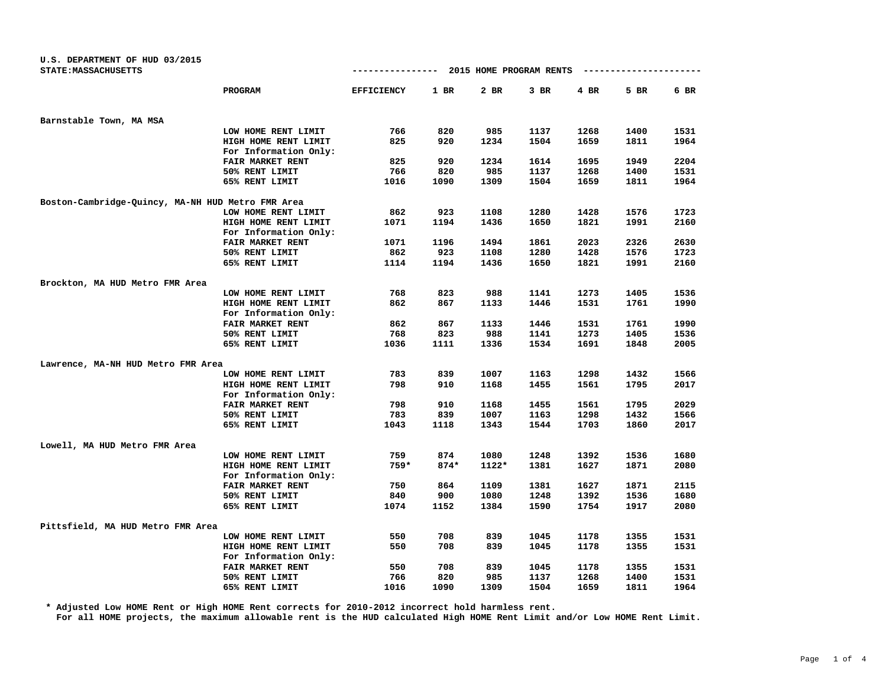U.S. DEPARTMENT OF HUD 03/2015
STATE:MASSACHUSETTS

---------------- 2015 HOME PROGRAM RENTS ---------------------

| | PROGRAM | EFFICIENCY | 1 BR | 2 BR | 3 BR | 4 BR | 5 BR | 6 BR |
|---|---|---|---|---|---|---|---|---|
| Barnstable Town, MA MSA | | | | | | | | |
| | LOW HOME RENT LIMIT | 766 | 820 | 985 | 1137 | 1268 | 1400 | 1531 |
| | HIGH HOME RENT LIMIT | 825 | 920 | 1234 | 1504 | 1659 | 1811 | 1964 |
| | For Information Only: | | | | | | | |
| | FAIR MARKET RENT | 825 | 920 | 1234 | 1614 | 1695 | 1949 | 2204 |
| | 50% RENT LIMIT | 766 | 820 | 985 | 1137 | 1268 | 1400 | 1531 |
| | 65% RENT LIMIT | 1016 | 1090 | 1309 | 1504 | 1659 | 1811 | 1964 |
| Boston-Cambridge-Quincy, MA-NH HUD Metro FMR Area | | | | | | | | |
| | LOW HOME RENT LIMIT | 862 | 923 | 1108 | 1280 | 1428 | 1576 | 1723 |
| | HIGH HOME RENT LIMIT | 1071 | 1194 | 1436 | 1650 | 1821 | 1991 | 2160 |
| | For Information Only: | | | | | | | |
| | FAIR MARKET RENT | 1071 | 1196 | 1494 | 1861 | 2023 | 2326 | 2630 |
| | 50% RENT LIMIT | 862 | 923 | 1108 | 1280 | 1428 | 1576 | 1723 |
| | 65% RENT LIMIT | 1114 | 1194 | 1436 | 1650 | 1821 | 1991 | 2160 |
| Brockton, MA HUD Metro FMR Area | | | | | | | | |
| | LOW HOME RENT LIMIT | 768 | 823 | 988 | 1141 | 1273 | 1405 | 1536 |
| | HIGH HOME RENT LIMIT | 862 | 867 | 1133 | 1446 | 1531 | 1761 | 1990 |
| | For Information Only: | | | | | | | |
| | FAIR MARKET RENT | 862 | 867 | 1133 | 1446 | 1531 | 1761 | 1990 |
| | 50% RENT LIMIT | 768 | 823 | 988 | 1141 | 1273 | 1405 | 1536 |
| | 65% RENT LIMIT | 1036 | 1111 | 1336 | 1534 | 1691 | 1848 | 2005 |
| Lawrence, MA-NH HUD Metro FMR Area | | | | | | | | |
| | LOW HOME RENT LIMIT | 783 | 839 | 1007 | 1163 | 1298 | 1432 | 1566 |
| | HIGH HOME RENT LIMIT | 798 | 910 | 1168 | 1455 | 1561 | 1795 | 2017 |
| | For Information Only: | | | | | | | |
| | FAIR MARKET RENT | 798 | 910 | 1168 | 1455 | 1561 | 1795 | 2029 |
| | 50% RENT LIMIT | 783 | 839 | 1007 | 1163 | 1298 | 1432 | 1566 |
| | 65% RENT LIMIT | 1043 | 1118 | 1343 | 1544 | 1703 | 1860 | 2017 |
| Lowell, MA HUD Metro FMR Area | | | | | | | | |
| | LOW HOME RENT LIMIT | 759 | 874 | 1080 | 1248 | 1392 | 1536 | 1680 |
| | HIGH HOME RENT LIMIT | 759* | 874* | 1122* | 1381 | 1627 | 1871 | 2080 |
| | For Information Only: | | | | | | | |
| | FAIR MARKET RENT | 750 | 864 | 1109 | 1381 | 1627 | 1871 | 2115 |
| | 50% RENT LIMIT | 840 | 900 | 1080 | 1248 | 1392 | 1536 | 1680 |
| | 65% RENT LIMIT | 1074 | 1152 | 1384 | 1590 | 1754 | 1917 | 2080 |
| Pittsfield, MA HUD Metro FMR Area | | | | | | | | |
| | LOW HOME RENT LIMIT | 550 | 708 | 839 | 1045 | 1178 | 1355 | 1531 |
| | HIGH HOME RENT LIMIT | 550 | 708 | 839 | 1045 | 1178 | 1355 | 1531 |
| | For Information Only: | | | | | | | |
| | FAIR MARKET RENT | 550 | 708 | 839 | 1045 | 1178 | 1355 | 1531 |
| | 50% RENT LIMIT | 766 | 820 | 985 | 1137 | 1268 | 1400 | 1531 |
| | 65% RENT LIMIT | 1016 | 1090 | 1309 | 1504 | 1659 | 1811 | 1964 |

* Adjusted Low HOME Rent or High HOME Rent corrects for 2010-2012 incorrect hold harmless rent.
For all HOME projects, the maximum allowable rent is the HUD calculated High HOME Rent Limit and/or Low HOME Rent Limit.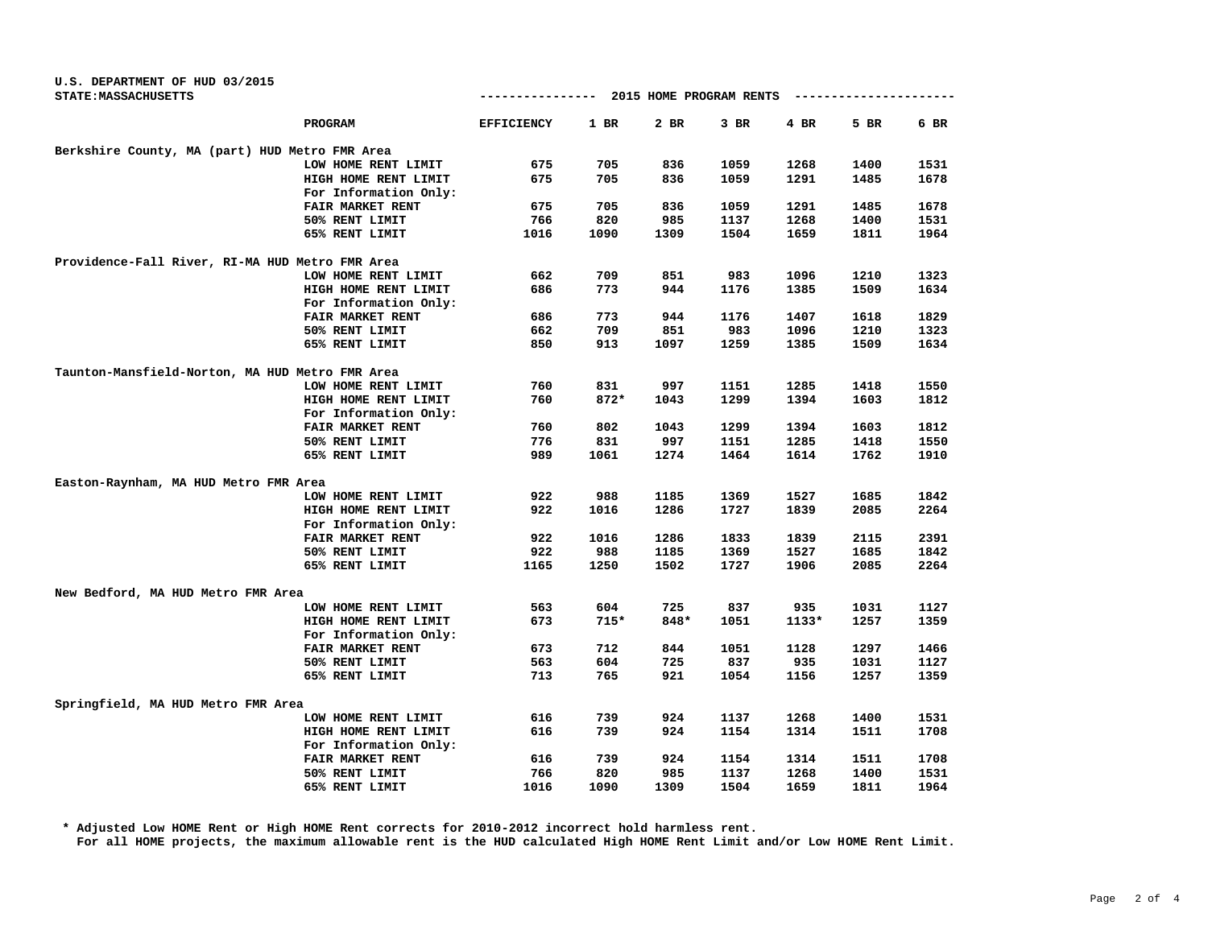U.S. DEPARTMENT OF HUD 03/2015
STATE:MASSACHUSETTS

--------------- 2015 HOME PROGRAM RENTS ---------------------

| | PROGRAM | EFFICIENCY | 1 BR | 2 BR | 3 BR | 4 BR | 5 BR | 6 BR |
|---|---|---|---|---|---|---|---|---|
| Berkshire County, MA (part) HUD Metro FMR Area | | | | | | | | |
| | LOW HOME RENT LIMIT | 675 | 705 | 836 | 1059 | 1268 | 1400 | 1531 |
| | HIGH HOME RENT LIMIT | 675 | 705 | 836 | 1059 | 1291 | 1485 | 1678 |
| | For Information Only: | | | | | | | |
| | FAIR MARKET RENT | 675 | 705 | 836 | 1059 | 1291 | 1485 | 1678 |
| | 50% RENT LIMIT | 766 | 820 | 985 | 1137 | 1268 | 1400 | 1531 |
| | 65% RENT LIMIT | 1016 | 1090 | 1309 | 1504 | 1659 | 1811 | 1964 |
| Providence-Fall River, RI-MA HUD Metro FMR Area | | | | | | | | |
| | LOW HOME RENT LIMIT | 662 | 709 | 851 | 983 | 1096 | 1210 | 1323 |
| | HIGH HOME RENT LIMIT | 686 | 773 | 944 | 1176 | 1385 | 1509 | 1634 |
| | For Information Only: | | | | | | | |
| | FAIR MARKET RENT | 686 | 773 | 944 | 1176 | 1407 | 1618 | 1829 |
| | 50% RENT LIMIT | 662 | 709 | 851 | 983 | 1096 | 1210 | 1323 |
| | 65% RENT LIMIT | 850 | 913 | 1097 | 1259 | 1385 | 1509 | 1634 |
| Taunton-Mansfield-Norton, MA HUD Metro FMR Area | | | | | | | | |
| | LOW HOME RENT LIMIT | 760 | 831 | 997 | 1151 | 1285 | 1418 | 1550 |
| | HIGH HOME RENT LIMIT | 760 | 872* | 1043 | 1299 | 1394 | 1603 | 1812 |
| | For Information Only: | | | | | | | |
| | FAIR MARKET RENT | 760 | 802 | 1043 | 1299 | 1394 | 1603 | 1812 |
| | 50% RENT LIMIT | 776 | 831 | 997 | 1151 | 1285 | 1418 | 1550 |
| | 65% RENT LIMIT | 989 | 1061 | 1274 | 1464 | 1614 | 1762 | 1910 |
| Easton-Raynham, MA HUD Metro FMR Area | | | | | | | | |
| | LOW HOME RENT LIMIT | 922 | 988 | 1185 | 1369 | 1527 | 1685 | 1842 |
| | HIGH HOME RENT LIMIT | 922 | 1016 | 1286 | 1727 | 1839 | 2085 | 2264 |
| | For Information Only: | | | | | | | |
| | FAIR MARKET RENT | 922 | 1016 | 1286 | 1833 | 1839 | 2115 | 2391 |
| | 50% RENT LIMIT | 922 | 988 | 1185 | 1369 | 1527 | 1685 | 1842 |
| | 65% RENT LIMIT | 1165 | 1250 | 1502 | 1727 | 1906 | 2085 | 2264 |
| New Bedford, MA HUD Metro FMR Area | | | | | | | | |
| | LOW HOME RENT LIMIT | 563 | 604 | 725 | 837 | 935 | 1031 | 1127 |
| | HIGH HOME RENT LIMIT | 673 | 715* | 848* | 1051 | 1133* | 1257 | 1359 |
| | For Information Only: | | | | | | | |
| | FAIR MARKET RENT | 673 | 712 | 844 | 1051 | 1128 | 1297 | 1466 |
| | 50% RENT LIMIT | 563 | 604 | 725 | 837 | 935 | 1031 | 1127 |
| | 65% RENT LIMIT | 713 | 765 | 921 | 1054 | 1156 | 1257 | 1359 |
| Springfield, MA HUD Metro FMR Area | | | | | | | | |
| | LOW HOME RENT LIMIT | 616 | 739 | 924 | 1137 | 1268 | 1400 | 1531 |
| | HIGH HOME RENT LIMIT | 616 | 739 | 924 | 1154 | 1314 | 1511 | 1708 |
| | For Information Only: | | | | | | | |
| | FAIR MARKET RENT | 616 | 739 | 924 | 1154 | 1314 | 1511 | 1708 |
| | 50% RENT LIMIT | 766 | 820 | 985 | 1137 | 1268 | 1400 | 1531 |
| | 65% RENT LIMIT | 1016 | 1090 | 1309 | 1504 | 1659 | 1811 | 1964 |

* Adjusted Low HOME Rent or High HOME Rent corrects for 2010-2012 incorrect hold harmless rent.
For all HOME projects, the maximum allowable rent is the HUD calculated High HOME Rent Limit and/or Low HOME Rent Limit.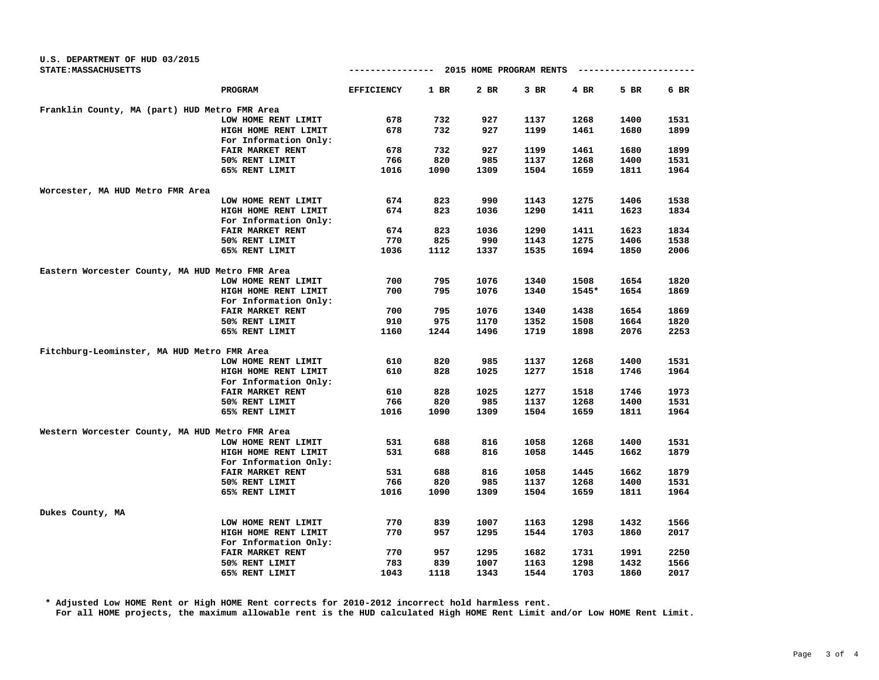U.S. DEPARTMENT OF HUD 03/2015
STATE:MASSACHUSETTS

2015 HOME PROGRAM RENTS

| | PROGRAM | EFFICIENCY | 1 BR | 2 BR | 3 BR | 4 BR | 5 BR | 6 BR |
|---|---|---|---|---|---|---|---|---|
| **Franklin County, MA (part) HUD Metro FMR Area** | | | | | | | | |
| | LOW HOME RENT LIMIT | 678 | 732 | 927 | 1137 | 1268 | 1400 | 1531 |
| | HIGH HOME RENT LIMIT | 678 | 732 | 927 | 1199 | 1461 | 1680 | 1899 |
| | For Information Only: | | | | | | | |
| | FAIR MARKET RENT | 678 | 732 | 927 | 1199 | 1461 | 1680 | 1899 |
| | 50% RENT LIMIT | 766 | 820 | 985 | 1137 | 1268 | 1400 | 1531 |
| | 65% RENT LIMIT | 1016 | 1090 | 1309 | 1504 | 1659 | 1811 | 1964 |
| **Worcester, MA HUD Metro FMR Area** | | | | | | | | |
| | LOW HOME RENT LIMIT | 674 | 823 | 990 | 1143 | 1275 | 1406 | 1538 |
| | HIGH HOME RENT LIMIT | 674 | 823 | 1036 | 1290 | 1411 | 1623 | 1834 |
| | For Information Only: | | | | | | | |
| | FAIR MARKET RENT | 674 | 823 | 1036 | 1290 | 1411 | 1623 | 1834 |
| | 50% RENT LIMIT | 770 | 825 | 990 | 1143 | 1275 | 1406 | 1538 |
| | 65% RENT LIMIT | 1036 | 1112 | 1337 | 1535 | 1694 | 1850 | 2006 |
| **Eastern Worcester County, MA HUD Metro FMR Area** | | | | | | | | |
| | LOW HOME RENT LIMIT | 700 | 795 | 1076 | 1340 | 1508 | 1654 | 1820 |
| | HIGH HOME RENT LIMIT | 700 | 795 | 1076 | 1340 | 1545* | 1654 | 1869 |
| | For Information Only: | | | | | | | |
| | FAIR MARKET RENT | 700 | 795 | 1076 | 1340 | 1438 | 1654 | 1869 |
| | 50% RENT LIMIT | 910 | 975 | 1170 | 1352 | 1508 | 1664 | 1820 |
| | 65% RENT LIMIT | 1160 | 1244 | 1496 | 1719 | 1898 | 2076 | 2253 |
| **Fitchburg-Leominster, MA HUD Metro FMR Area** | | | | | | | | |
| | LOW HOME RENT LIMIT | 610 | 820 | 985 | 1137 | 1268 | 1400 | 1531 |
| | HIGH HOME RENT LIMIT | 610 | 828 | 1025 | 1277 | 1518 | 1746 | 1964 |
| | For Information Only: | | | | | | | |
| | FAIR MARKET RENT | 610 | 828 | 1025 | 1277 | 1518 | 1746 | 1973 |
| | 50% RENT LIMIT | 766 | 820 | 985 | 1137 | 1268 | 1400 | 1531 |
| | 65% RENT LIMIT | 1016 | 1090 | 1309 | 1504 | 1659 | 1811 | 1964 |
| **Western Worcester County, MA HUD Metro FMR Area** | | | | | | | | |
| | LOW HOME RENT LIMIT | 531 | 688 | 816 | 1058 | 1268 | 1400 | 1531 |
| | HIGH HOME RENT LIMIT | 531 | 688 | 816 | 1058 | 1445 | 1662 | 1879 |
| | For Information Only: | | | | | | | |
| | FAIR MARKET RENT | 531 | 688 | 816 | 1058 | 1445 | 1662 | 1879 |
| | 50% RENT LIMIT | 766 | 820 | 985 | 1137 | 1268 | 1400 | 1531 |
| | 65% RENT LIMIT | 1016 | 1090 | 1309 | 1504 | 1659 | 1811 | 1964 |
| **Dukes County, MA** | | | | | | | | |
| | LOW HOME RENT LIMIT | 770 | 839 | 1007 | 1163 | 1298 | 1432 | 1566 |
| | HIGH HOME RENT LIMIT | 770 | 957 | 1295 | 1544 | 1703 | 1860 | 2017 |
| | For Information Only: | | | | | | | |
| | FAIR MARKET RENT | 770 | 957 | 1295 | 1682 | 1731 | 1991 | 2250 |
| | 50% RENT LIMIT | 783 | 839 | 1007 | 1163 | 1298 | 1432 | 1566 |
| | 65% RENT LIMIT | 1043 | 1118 | 1343 | 1544 | 1703 | 1860 | 2017 |

* Adjusted Low HOME Rent or High HOME Rent corrects for 2010-2012 incorrect hold harmless rent.
For all HOME projects, the maximum allowable rent is the HUD calculated High HOME Rent Limit and/or Low HOME Rent Limit.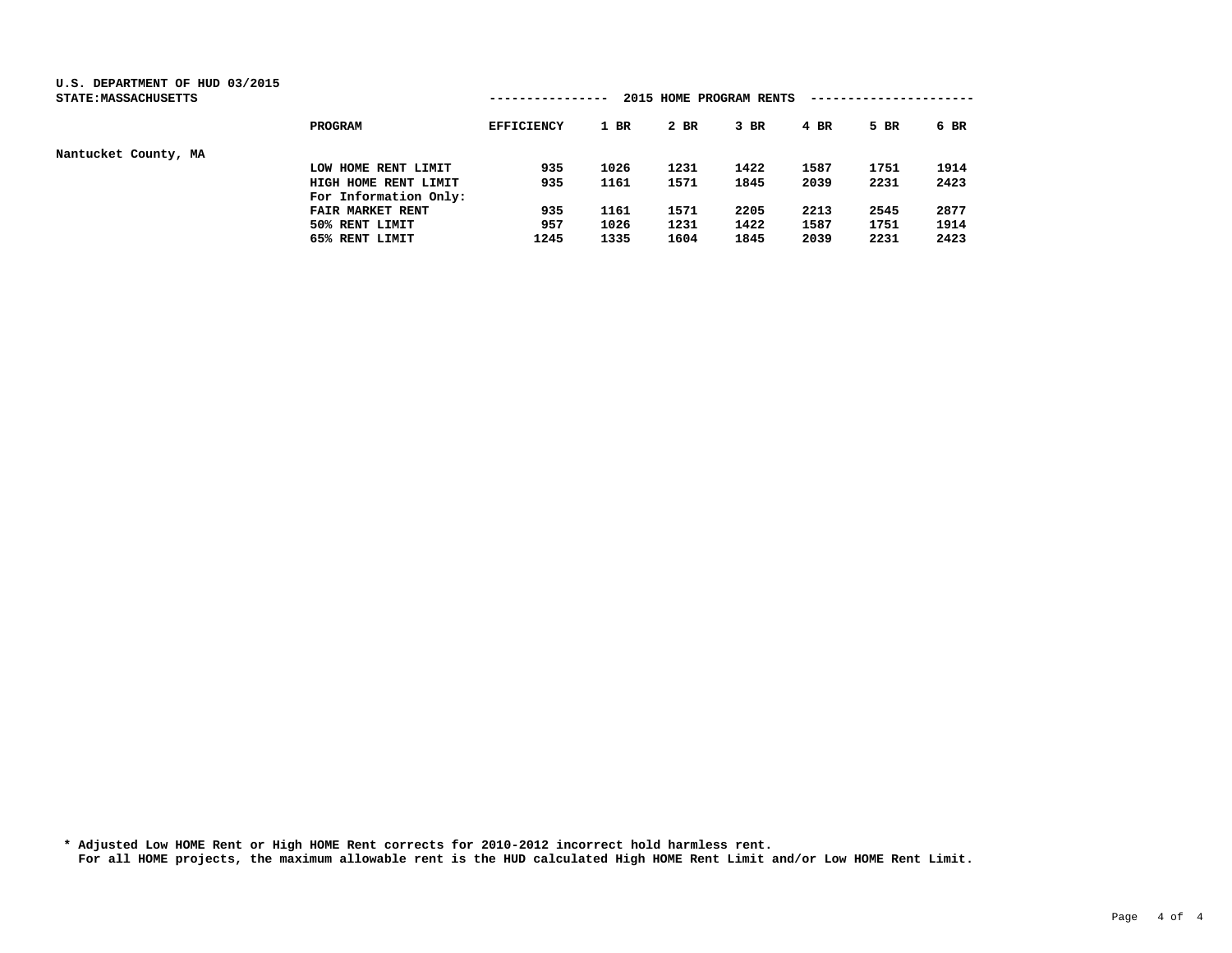U.S. DEPARTMENT OF HUD 03/2015
STATE:MASSACHUSETTS

2015 HOME PROGRAM RENTS

| | PROGRAM | EFFICIENCY | 1 BR | 2 BR | 3 BR | 4 BR | 5 BR | 6 BR |
|---|---|---|---|---|---|---|---|---|
| Nantucket County, MA | | | | | | | | |
| | LOW HOME RENT LIMIT | 935 | 1026 | 1231 | 1422 | 1587 | 1751 | 1914 |
| | HIGH HOME RENT LIMIT | 935 | 1161 | 1571 | 1845 | 2039 | 2231 | 2423 |
| | For Information Only: | | | | | | | |
| | FAIR MARKET RENT | 935 | 1161 | 1571 | 2205 | 2213 | 2545 | 2877 |
| | 50% RENT LIMIT | 957 | 1026 | 1231 | 1422 | 1587 | 1751 | 1914 |
| | 65% RENT LIMIT | 1245 | 1335 | 1604 | 1845 | 2039 | 2231 | 2423 |

* Adjusted Low HOME Rent or High HOME Rent corrects for 2010-2012 incorrect hold harmless rent.
For all HOME projects, the maximum allowable rent is the HUD calculated High HOME Rent Limit and/or Low HOME Rent Limit.